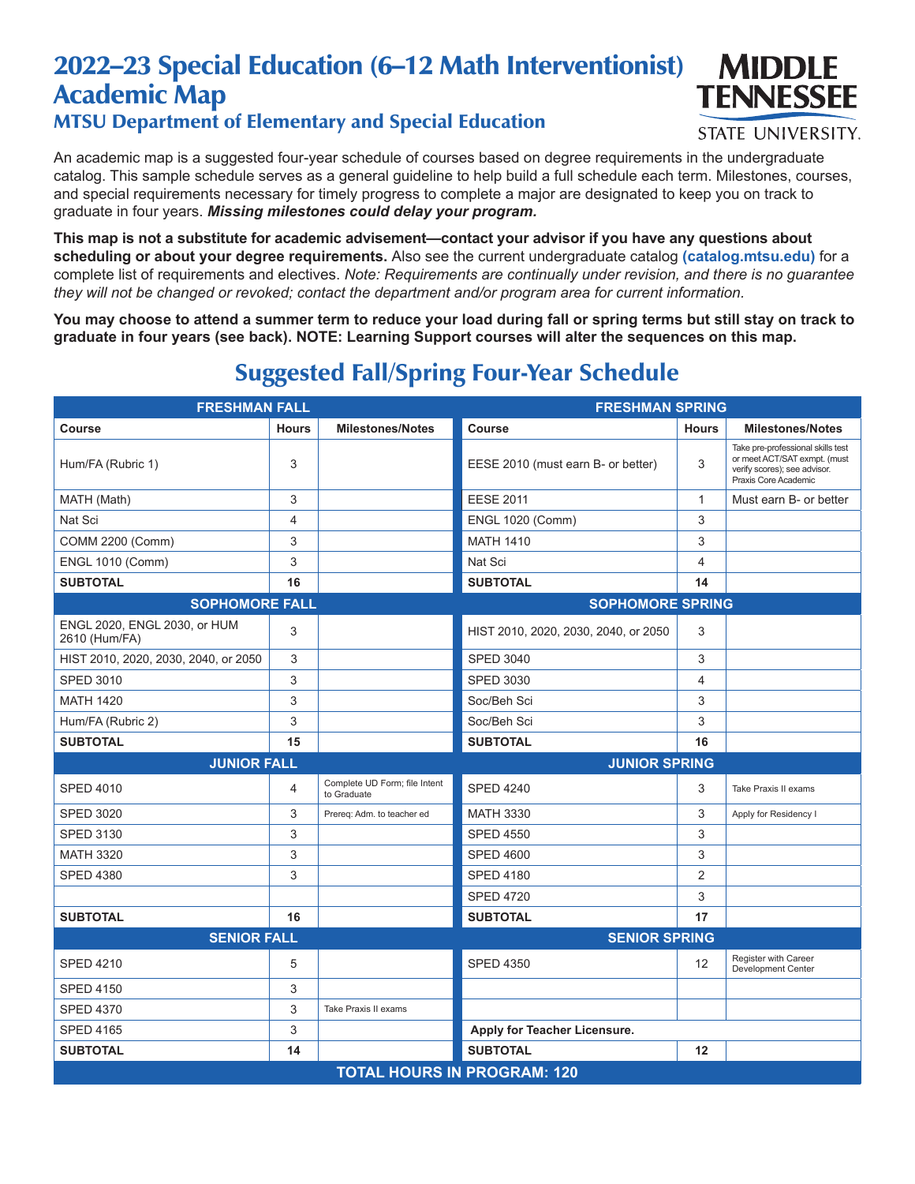# 2022–23 Special Education (6–12 Math Interventionist) Academic Map

## MTSU Department of Elementary and Special Education

MIDDLE TENNESSEE STATE UNIVERSITY.

An academic map is a suggested four-year schedule of courses based on degree requirements in the undergraduate catalog. This sample schedule serves as a general guideline to help build a full schedule each term. Milestones, courses, and special requirements necessary for timely progress to complete a major are designated to keep you on track to graduate in four years. ***Missing milestones could delay your program.***

**This map is not a substitute for academic advisement—contact your advisor if you have any questions about scheduling or about your degree requirements.** Also see the current undergraduate catalog **(catalog.mtsu.edu)** for a complete list of requirements and electives. *Note: Requirements are continually under revision, and there is no guarantee they will not be changed or revoked; contact the department and/or program area for current information.*

**You may choose to attend a summer term to reduce your load during fall or spring terms but still stay on track to graduate in four years (see back). NOTE: Learning Support courses will alter the sequences on this map.**

## Suggested Fall/Spring Four-Year Schedule

| FRESHMAN FALL | | | FRESHMAN SPRING | | |
|---|---|---|---|---|---|
| **Course** | **Hours** | **Milestones/Notes** | **Course** | **Hours** | **Milestones/Notes** |
| Hum/FA (Rubric 1) | 3 | | EESE 2010 (must earn B- or better) | 3 | Take pre-professional skills test or meet ACT/SAT exmpt. (must verify scores); see advisor. Praxis Core Academic |
| MATH (Math) | 3 | | EESE 2011 | 1 | Must earn B- or better |
| Nat Sci | 4 | | ENGL 1020 (Comm) | 3 | |
| COMM 2200 (Comm) | 3 | | MATH 1410 | 3 | |
| ENGL 1010 (Comm) | 3 | | Nat Sci | 4 | |
| **SUBTOTAL** | **16** | | **SUBTOTAL** | **14** | |
| **SOPHOMORE FALL** | | | **SOPHOMORE SPRING** | | |
| ENGL 2020, ENGL 2030, or HUM 2610 (Hum/FA) | 3 | | HIST 2010, 2020, 2030, 2040, or 2050 | 3 | |
| HIST 2010, 2020, 2030, 2040, or 2050 | 3 | | SPED 3040 | 3 | |
| SPED 3010 | 3 | | SPED 3030 | 4 | |
| MATH 1420 | 3 | | Soc/Beh Sci | 3 | |
| Hum/FA (Rubric 2) | 3 | | Soc/Beh Sci | 3 | |
| **SUBTOTAL** | **15** | | **SUBTOTAL** | **16** | |
| **JUNIOR FALL** | | | **JUNIOR SPRING** | | |
| SPED 4010 | 4 | Complete UD Form; file Intent to Graduate | SPED 4240 | 3 | Take Praxis II exams |
| SPED 3020 | 3 | Prereq: Adm. to teacher ed | MATH 3330 | 3 | Apply for Residency I |
| SPED 3130 | 3 | | SPED 4550 | 3 | |
| MATH 3320 | 3 | | SPED 4600 | 3 | |
| SPED 4380 | 3 | | SPED 4180 | 2 | |
| | | | SPED 4720 | 3 | |
| **SUBTOTAL** | **16** | | **SUBTOTAL** | **17** | |
| **SENIOR FALL** | | | **SENIOR SPRING** | | |
| SPED 4210 | 5 | | SPED 4350 | 12 | Register with Career Development Center |
| SPED 4150 | 3 | | | | |
| SPED 4370 | 3 | Take Praxis II exams | | | |
| SPED 4165 | 3 | | **Apply for Teacher Licensure.** | | |
| **SUBTOTAL** | **14** | | **SUBTOTAL** | **12** | |
| **TOTAL HOURS IN PROGRAM: 120** | | | | | |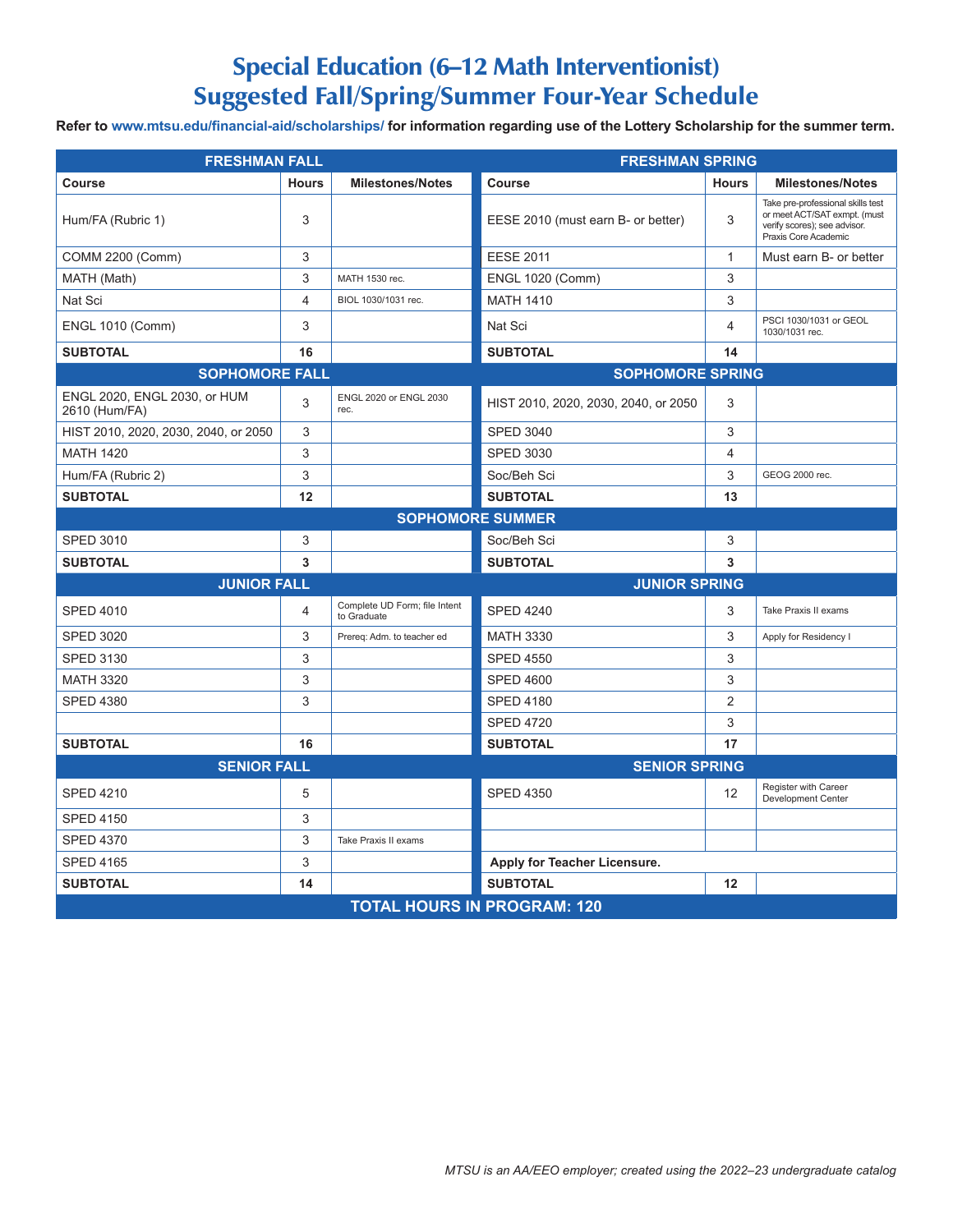# Special Education (6–12 Math Interventionist)
# Suggested Fall/Spring/Summer Four-Year Schedule

**Refer to www.mtsu.edu/financial-aid/scholarships/ for information regarding use of the Lottery Scholarship for the summer term.**

| FRESHMAN FALL | | | FRESHMAN SPRING | | |
|---|---|---|---|---|---|
| **Course** | **Hours** | **Milestones/Notes** | **Course** | **Hours** | **Milestones/Notes** |
| Hum/FA (Rubric 1) | 3 | | EESE 2010 (must earn B- or better) | 3 | Take pre-professional skills test or meet ACT/SAT exmpt. (must verify scores); see advisor. Praxis Core Academic |
| COMM 2200 (Comm) | 3 | | EESE 2011 | 1 | Must earn B- or better |
| MATH (Math) | 3 | MATH 1530 rec. | ENGL 1020 (Comm) | 3 | |
| Nat Sci | 4 | BIOL 1030/1031 rec. | MATH 1410 | 3 | |
| ENGL 1010 (Comm) | 3 | | Nat Sci | 4 | PSCI 1030/1031 or GEOL 1030/1031 rec. |
| **SUBTOTAL** | **16** | | **SUBTOTAL** | **14** | |
| **SOPHOMORE FALL** | | | **SOPHOMORE SPRING** | | |
| ENGL 2020, ENGL 2030, or HUM 2610 (Hum/FA) | 3 | ENGL 2020 or ENGL 2030 rec. | HIST 2010, 2020, 2030, 2040, or 2050 | 3 | |
| HIST 2010, 2020, 2030, 2040, or 2050 | 3 | | SPED 3040 | 3 | |
| MATH 1420 | 3 | | SPED 3030 | 4 | |
| Hum/FA (Rubric 2) | 3 | | Soc/Beh Sci | 3 | GEOG 2000 rec. |
| **SUBTOTAL** | **12** | | **SUBTOTAL** | **13** | |
| **SOPHOMORE SUMMER** | | | | | |
| SPED 3010 | 3 | | Soc/Beh Sci | 3 | |
| **SUBTOTAL** | **3** | | **SUBTOTAL** | **3** | |
| **JUNIOR FALL** | | | **JUNIOR SPRING** | | |
| SPED 4010 | 4 | Complete UD Form; file Intent to Graduate | SPED 4240 | 3 | Take Praxis II exams |
| SPED 3020 | 3 | Prereq: Adm. to teacher ed | MATH 3330 | 3 | Apply for Residency I |
| SPED 3130 | 3 | | SPED 4550 | 3 | |
| MATH 3320 | 3 | | SPED 4600 | 3 | |
| SPED 4380 | 3 | | SPED 4180 | 2 | |
| | | | SPED 4720 | 3 | |
| **SUBTOTAL** | **16** | | **SUBTOTAL** | **17** | |
| **SENIOR FALL** | | | **SENIOR SPRING** | | |
| SPED 4210 | 5 | | SPED 4350 | 12 | Register with Career Development Center |
| SPED 4150 | 3 | | | | |
| SPED 4370 | 3 | Take Praxis II exams | | | |
| SPED 4165 | 3 | | **Apply for Teacher Licensure.** | | |
| **SUBTOTAL** | **14** | | **SUBTOTAL** | **12** | |
| **TOTAL HOURS IN PROGRAM: 120** | | | | | |

*MTSU is an AA/EEO employer; created using the 2022–23 undergraduate catalog*